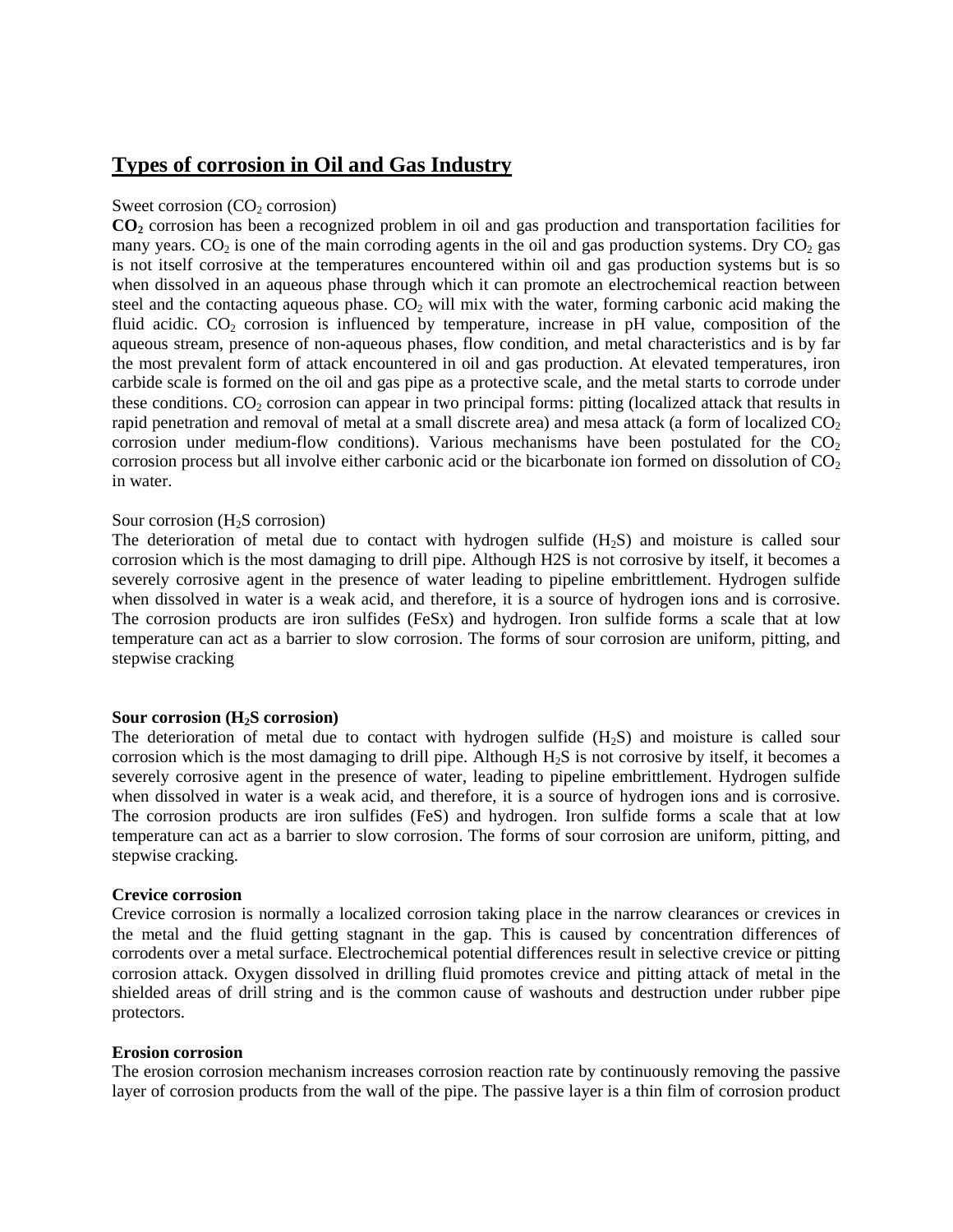# Types of corrosion in Oil and Gas Industry

Sweet corrosion ($CO_2$ corrosion)

**$CO_2$** corrosion has been a recognized problem in oil and gas production and transportation facilities for many years. $CO_2$ is one of the main corroding agents in the oil and gas production systems. Dry $CO_2$ gas is not itself corrosive at the temperatures encountered within oil and gas production systems but is so when dissolved in an aqueous phase through which it can promote an electrochemical reaction between steel and the contacting aqueous phase. $CO_2$ will mix with the water, forming carbonic acid making the fluid acidic. $CO_2$ corrosion is influenced by temperature, increase in pH value, composition of the aqueous stream, presence of non-aqueous phases, flow condition, and metal characteristics and is by far the most prevalent form of attack encountered in oil and gas production. At elevated temperatures, iron carbide scale is formed on the oil and gas pipe as a protective scale, and the metal starts to corrode under these conditions. $CO_2$ corrosion can appear in two principal forms: pitting (localized attack that results in rapid penetration and removal of metal at a small discrete area) and mesa attack (a form of localized $CO_2$ corrosion under medium-flow conditions). Various mechanisms have been postulated for the $CO_2$ corrosion process but all involve either carbonic acid or the bicarbonate ion formed on dissolution of $CO_2$ in water.

Sour corrosion ($H_2S$ corrosion)

The deterioration of metal due to contact with hydrogen sulfide ($H_2S$) and moisture is called sour corrosion which is the most damaging to drill pipe. Although H2S is not corrosive by itself, it becomes a severely corrosive agent in the presence of water leading to pipeline embrittlement. Hydrogen sulfide when dissolved in water is a weak acid, and therefore, it is a source of hydrogen ions and is corrosive. The corrosion products are iron sulfides (FeSx) and hydrogen. Iron sulfide forms a scale that at low temperature can act as a barrier to slow corrosion. The forms of sour corrosion are uniform, pitting, and stepwise cracking

**Sour corrosion ($H_2S$ corrosion)**

The deterioration of metal due to contact with hydrogen sulfide ($H_2S$) and moisture is called sour corrosion which is the most damaging to drill pipe. Although $H_2S$ is not corrosive by itself, it becomes a severely corrosive agent in the presence of water, leading to pipeline embrittlement. Hydrogen sulfide when dissolved in water is a weak acid, and therefore, it is a source of hydrogen ions and is corrosive. The corrosion products are iron sulfides (FeS) and hydrogen. Iron sulfide forms a scale that at low temperature can act as a barrier to slow corrosion. The forms of sour corrosion are uniform, pitting, and stepwise cracking.

**Crevice corrosion**

Crevice corrosion is normally a localized corrosion taking place in the narrow clearances or crevices in the metal and the fluid getting stagnant in the gap. This is caused by concentration differences of corrodents over a metal surface. Electrochemical potential differences result in selective crevice or pitting corrosion attack. Oxygen dissolved in drilling fluid promotes crevice and pitting attack of metal in the shielded areas of drill string and is the common cause of washouts and destruction under rubber pipe protectors.

**Erosion corrosion**

The erosion corrosion mechanism increases corrosion reaction rate by continuously removing the passive layer of corrosion products from the wall of the pipe. The passive layer is a thin film of corrosion product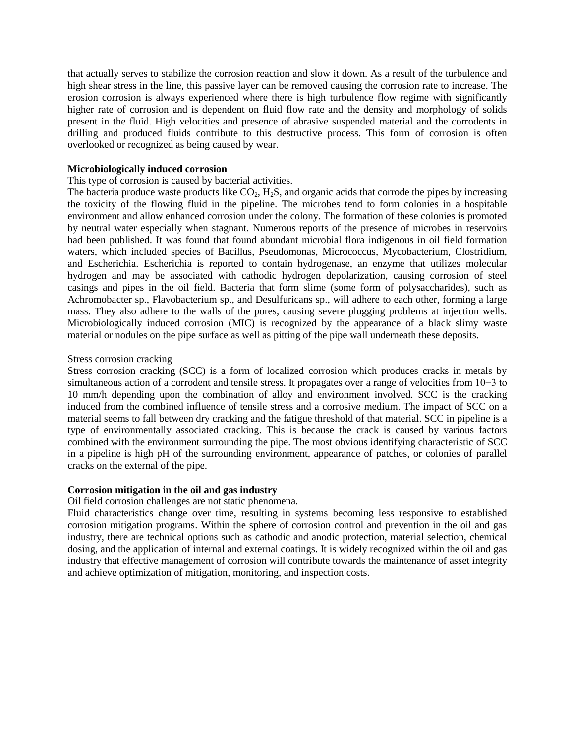that actually serves to stabilize the corrosion reaction and slow it down. As a result of the turbulence and high shear stress in the line, this passive layer can be removed causing the corrosion rate to increase. The erosion corrosion is always experienced where there is high turbulence flow regime with significantly higher rate of corrosion and is dependent on fluid flow rate and the density and morphology of solids present in the fluid. High velocities and presence of abrasive suspended material and the corrodents in drilling and produced fluids contribute to this destructive process. This form of corrosion is often overlooked or recognized as being caused by wear.

**Microbiologically induced corrosion**

This type of corrosion is caused by bacterial activities.

The bacteria produce waste products like $CO_2$, $H_2S$, and organic acids that corrode the pipes by increasing the toxicity of the flowing fluid in the pipeline. The microbes tend to form colonies in a hospitable environment and allow enhanced corrosion under the colony. The formation of these colonies is promoted by neutral water especially when stagnant. Numerous reports of the presence of microbes in reservoirs had been published. It was found that found abundant microbial flora indigenous in oil field formation waters, which included species of Bacillus, Pseudomonas, Micrococcus, Mycobacterium, Clostridium, and Escherichia. Escherichia is reported to contain hydrogenase, an enzyme that utilizes molecular hydrogen and may be associated with cathodic hydrogen depolarization, causing corrosion of steel casings and pipes in the oil field. Bacteria that form slime (some form of polysaccharides), such as Achromobacter sp., Flavobacterium sp., and Desulfuricans sp., will adhere to each other, forming a large mass. They also adhere to the walls of the pores, causing severe plugging problems at injection wells. Microbiologically induced corrosion (MIC) is recognized by the appearance of a black slimy waste material or nodules on the pipe surface as well as pitting of the pipe wall underneath these deposits.

Stress corrosion cracking

Stress corrosion cracking (SCC) is a form of localized corrosion which produces cracks in metals by simultaneous action of a corrodent and tensile stress. It propagates over a range of velocities from $10^{-3}$ to 10 mm/h depending upon the combination of alloy and environment involved. SCC is the cracking induced from the combined influence of tensile stress and a corrosive medium. The impact of SCC on a material seems to fall between dry cracking and the fatigue threshold of that material. SCC in pipeline is a type of environmentally associated cracking. This is because the crack is caused by various factors combined with the environment surrounding the pipe. The most obvious identifying characteristic of SCC in a pipeline is high pH of the surrounding environment, appearance of patches, or colonies of parallel cracks on the external of the pipe.

**Corrosion mitigation in the oil and gas industry**

Oil field corrosion challenges are not static phenomena.

Fluid characteristics change over time, resulting in systems becoming less responsive to established corrosion mitigation programs. Within the sphere of corrosion control and prevention in the oil and gas industry, there are technical options such as cathodic and anodic protection, material selection, chemical dosing, and the application of internal and external coatings. It is widely recognized within the oil and gas industry that effective management of corrosion will contribute towards the maintenance of asset integrity and achieve optimization of mitigation, monitoring, and inspection costs.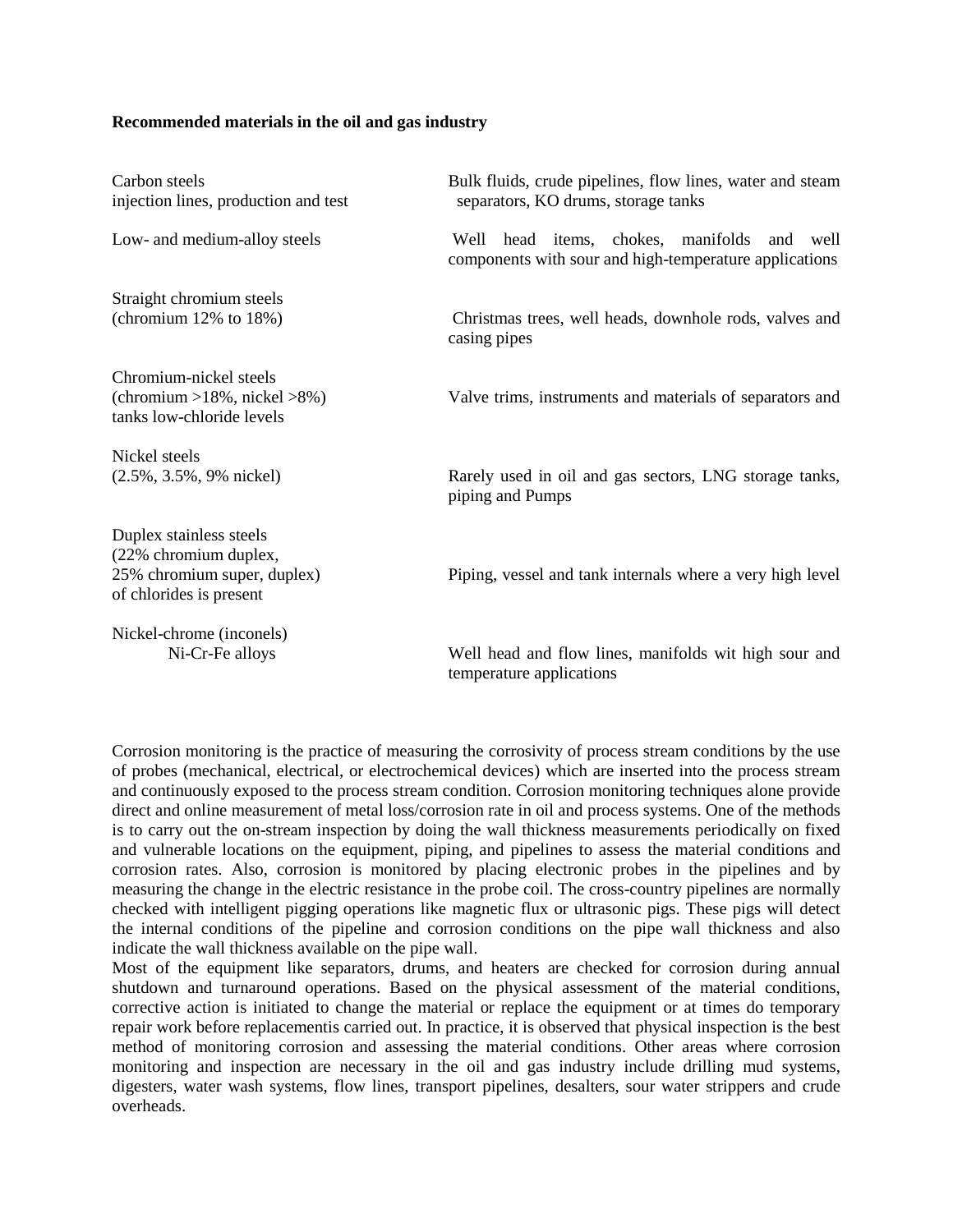**Recommended materials in the oil and gas industry**

| | |
|---|---|
| Carbon steels injection lines, production and test | Bulk fluids, crude pipelines, flow lines, water and steam separators, KO drums, storage tanks |
| Low- and medium-alloy steels | Well head items, chokes, manifolds and well components with sour and high-temperature applications |
| Straight chromium steels (chromium 12% to 18%) | Christmas trees, well heads, downhole rods, valves and casing pipes |
| Chromium-nickel steels (chromium >18%, nickel >8%) tanks low-chloride levels | Valve trims, instruments and materials of separators and |
| Nickel steels (2.5%, 3.5%, 9% nickel) | Rarely used in oil and gas sectors, LNG storage tanks, piping and Pumps |
| Duplex stainless steels (22% chromium duplex, 25% chromium super, duplex) of chlorides is present | Piping, vessel and tank internals where a very high level |
| Nickel-chrome (inconels) Ni-Cr-Fe alloys | Well head and flow lines, manifolds wit high sour and temperature applications |

Corrosion monitoring is the practice of measuring the corrosivity of process stream conditions by the use of probes (mechanical, electrical, or electrochemical devices) which are inserted into the process stream and continuously exposed to the process stream condition. Corrosion monitoring techniques alone provide direct and online measurement of metal loss/corrosion rate in oil and process systems. One of the methods is to carry out the on-stream inspection by doing the wall thickness measurements periodically on fixed and vulnerable locations on the equipment, piping, and pipelines to assess the material conditions and corrosion rates. Also, corrosion is monitored by placing electronic probes in the pipelines and by measuring the change in the electric resistance in the probe coil. The cross-country pipelines are normally checked with intelligent pigging operations like magnetic flux or ultrasonic pigs. These pigs will detect the internal conditions of the pipeline and corrosion conditions on the pipe wall thickness and also indicate the wall thickness available on the pipe wall.

Most of the equipment like separators, drums, and heaters are checked for corrosion during annual shutdown and turnaround operations. Based on the physical assessment of the material conditions, corrective action is initiated to change the material or replace the equipment or at times do temporary repair work before replacementis carried out. In practice, it is observed that physical inspection is the best method of monitoring corrosion and assessing the material conditions. Other areas where corrosion monitoring and inspection are necessary in the oil and gas industry include drilling mud systems, digesters, water wash systems, flow lines, transport pipelines, desalters, sour water strippers and crude overheads.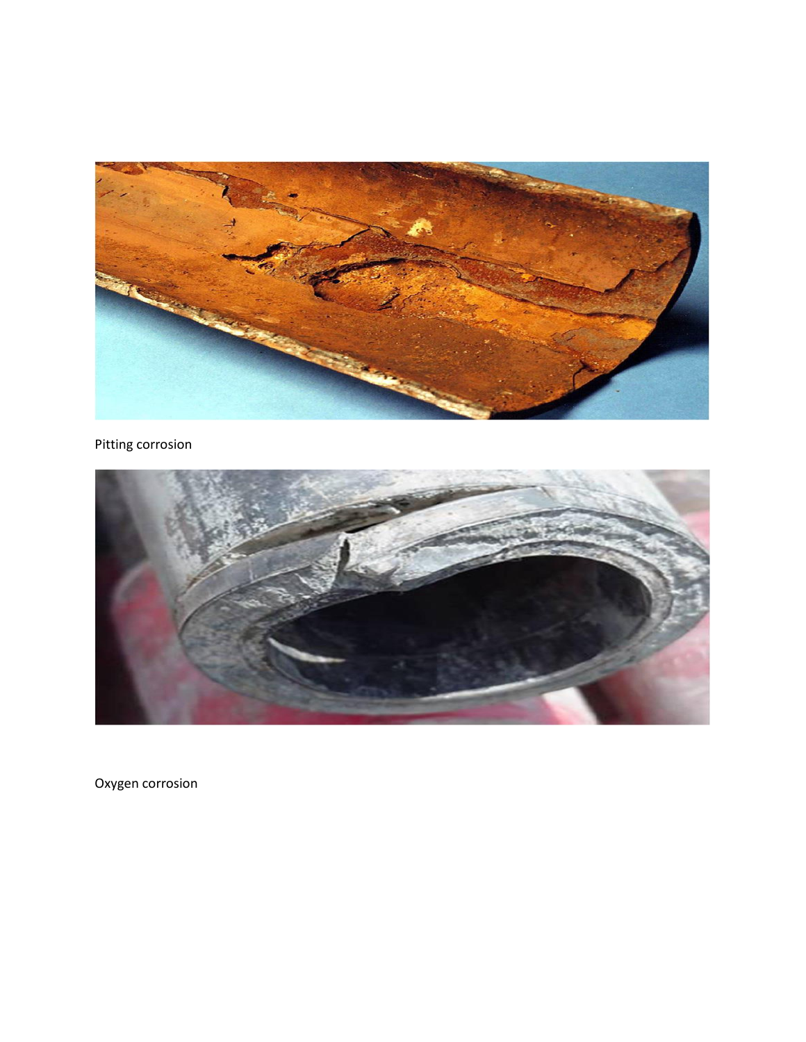Pitting corrosion

Oxygen corrosion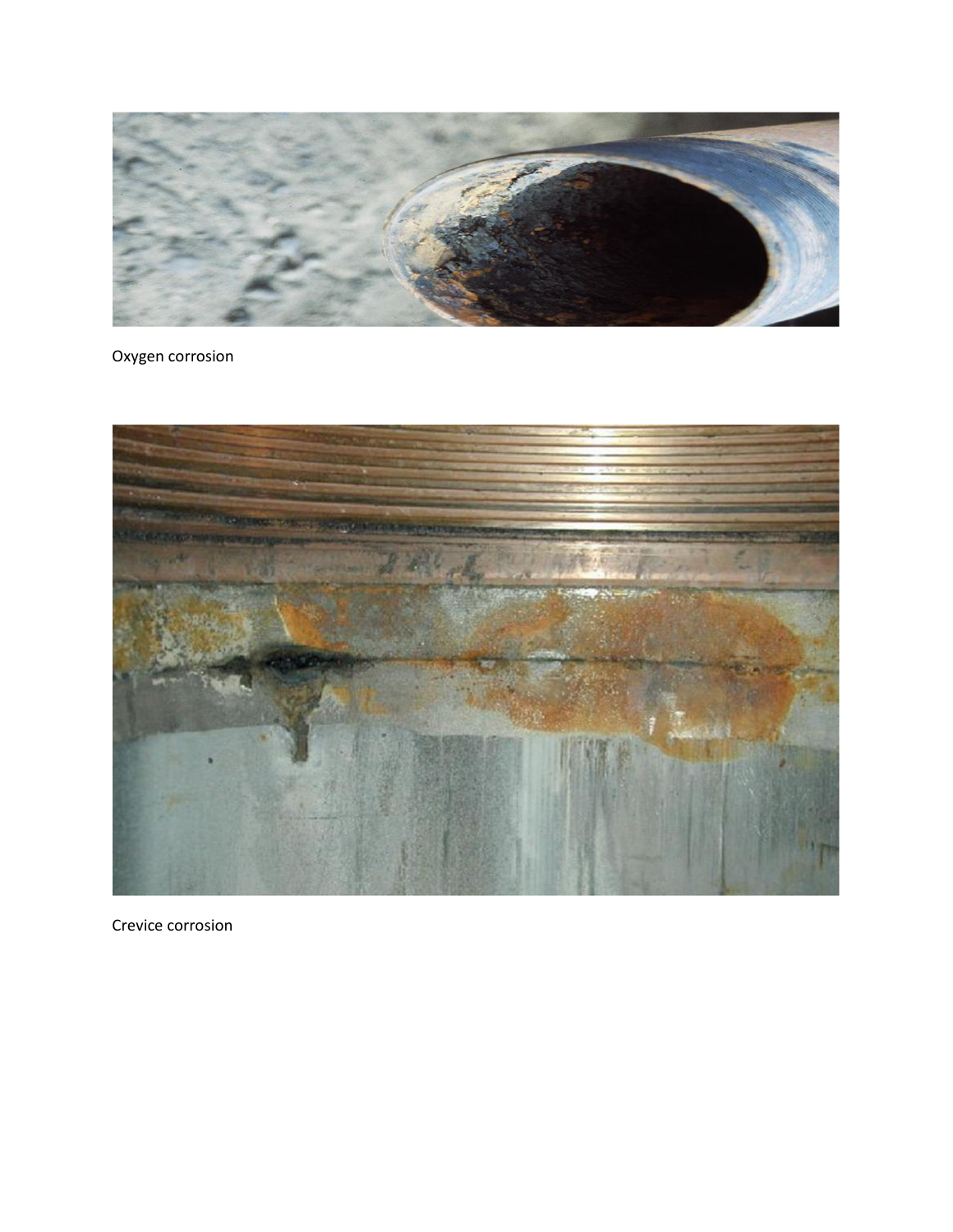Oxygen corrosion

Crevice corrosion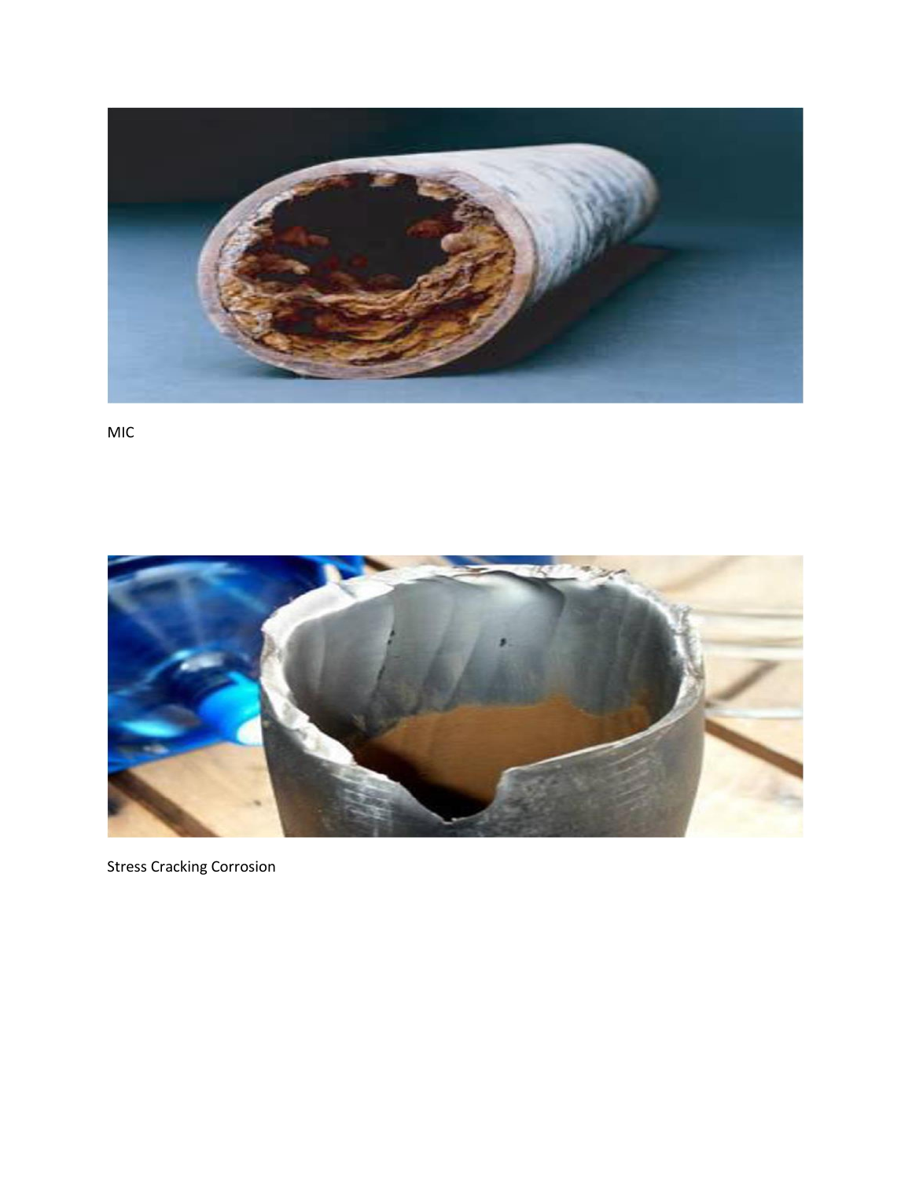MIC

Stress Cracking Corrosion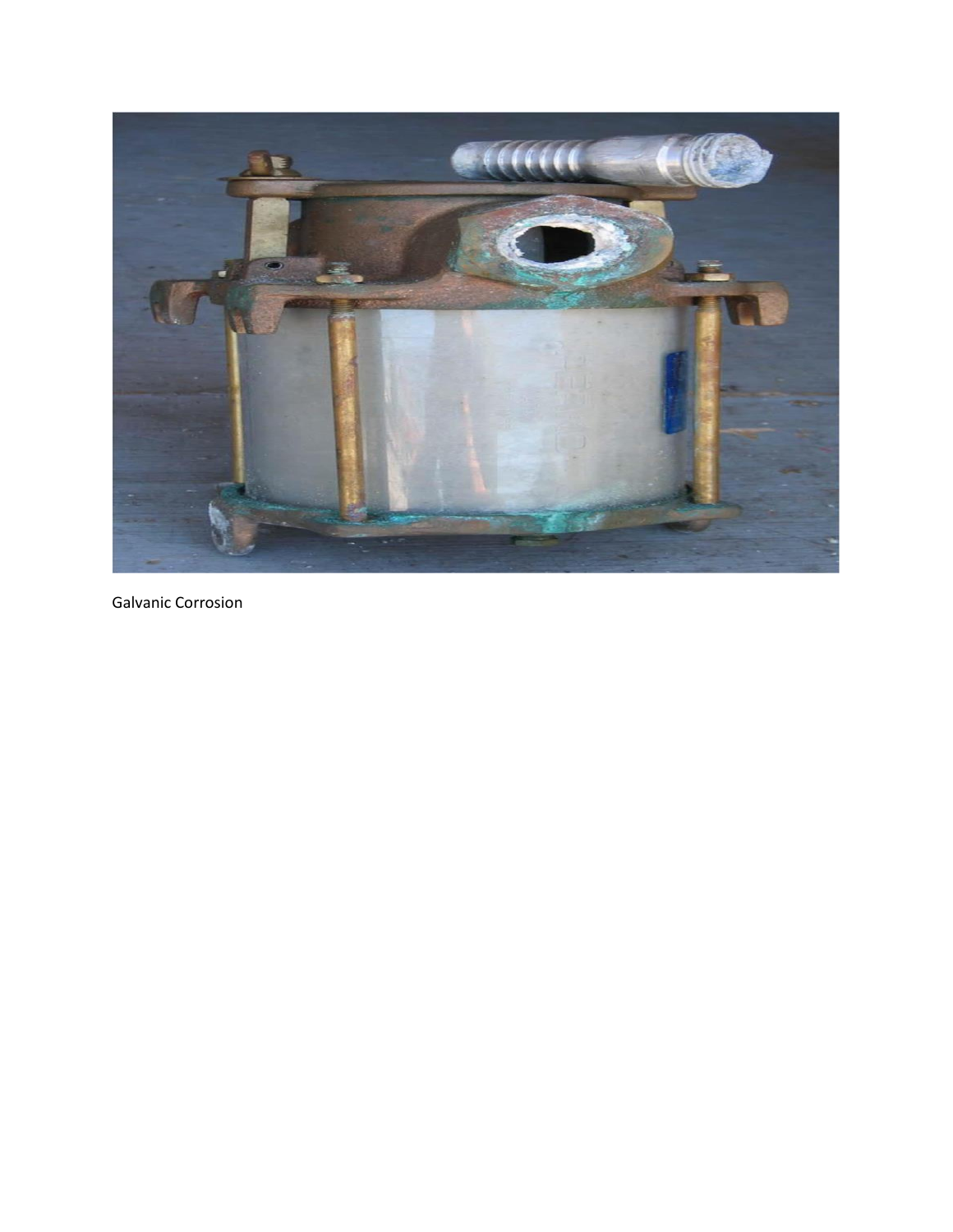Galvanic Corrosion